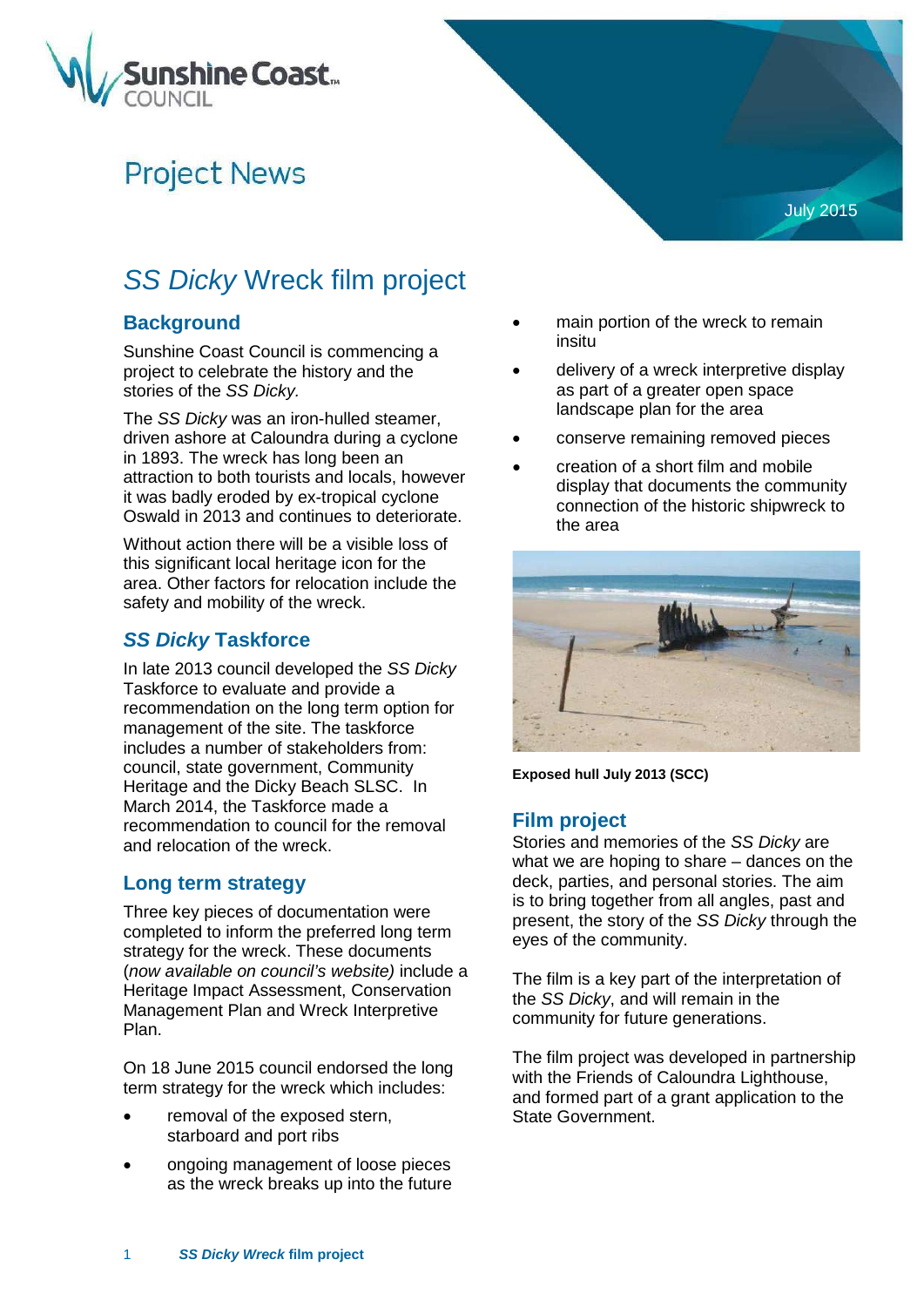Sunshine Coast COUNCIL

Project News

July 2015

# *SS Dicky* Wreck film project

## Background

Sunshine Coast Council is commencing a project to celebrate the history and the stories of the *SS Dicky.*

The *SS Dicky* was an iron-hulled steamer, driven ashore at Caloundra during a cyclone in 1893. The wreck has long been an attraction to both tourists and locals, however it was badly eroded by ex-tropical cyclone Oswald in 2013 and continues to deteriorate.

Without action there will be a visible loss of this significant local heritage icon for the area. Other factors for relocation include the safety and mobility of the wreck.

## *SS Dicky* Taskforce

In late 2013 council developed the *SS Dicky* Taskforce to evaluate and provide a recommendation on the long term option for management of the site. The taskforce includes a number of stakeholders from: council, state government, Community Heritage and the Dicky Beach SLSC. In March 2014, the Taskforce made a recommendation to council for the removal and relocation of the wreck.

## Long term strategy

Three key pieces of documentation were completed to inform the preferred long term strategy for the wreck. These documents (*now available on council's website)* include a Heritage Impact Assessment, Conservation Management Plan and Wreck Interpretive Plan.

On 18 June 2015 council endorsed the long term strategy for the wreck which includes:

- removal of the exposed stern, starboard and port ribs
- ongoing management of loose pieces as the wreck breaks up into the future
- main portion of the wreck to remain insitu
- delivery of a wreck interpretive display as part of a greater open space landscape plan for the area
- conserve remaining removed pieces
- creation of a short film and mobile display that documents the community connection of the historic shipwreck to the area

**Exposed hull July 2013 (SCC)**

## Film project

Stories and memories of the *SS Dicky* are what we are hoping to share – dances on the deck, parties, and personal stories. The aim is to bring together from all angles, past and present, the story of the *SS Dicky* through the eyes of the community.

The film is a key part of the interpretation of the *SS Dicky*, and will remain in the community for future generations.

The film project was developed in partnership with the Friends of Caloundra Lighthouse, and formed part of a grant application to the State Government.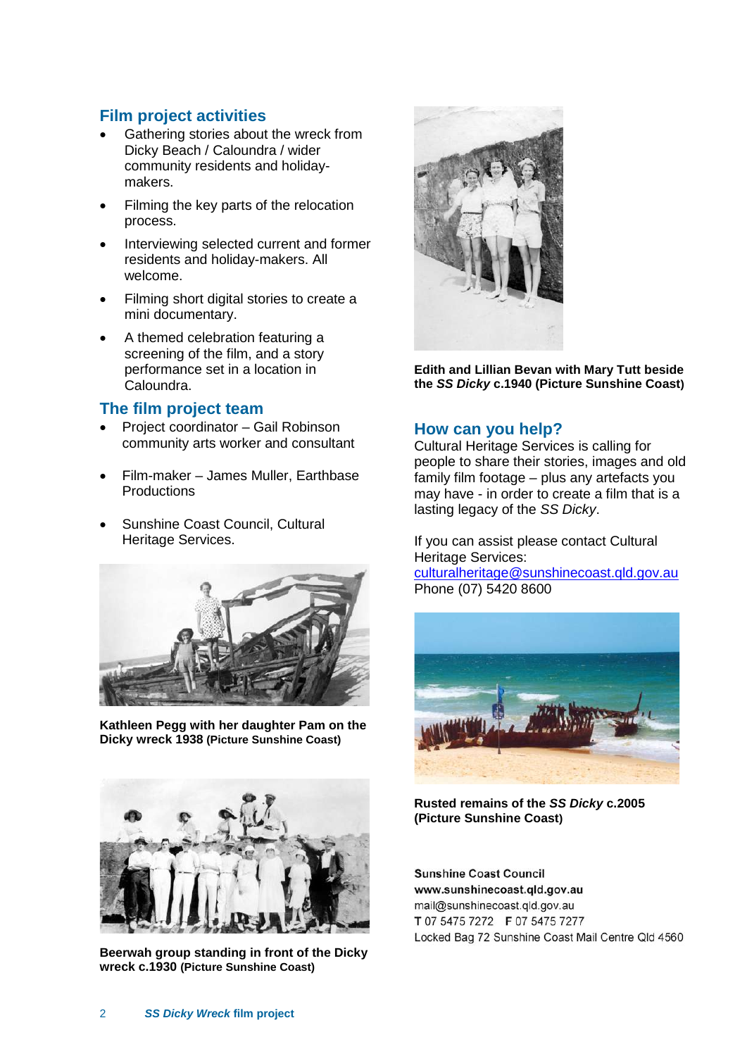## Film project activities

- Gathering stories about the wreck from Dicky Beach / Caloundra / wider community residents and holiday-makers.
- Filming the key parts of the relocation process.
- Interviewing selected current and former residents and holiday-makers. All welcome.
- Filming short digital stories to create a mini documentary.
- A themed celebration featuring a screening of the film, and a story performance set in a location in Caloundra.

## The film project team

- Project coordinator – Gail Robinson community arts worker and consultant
- Film-maker – James Muller, Earthbase Productions
- Sunshine Coast Council, Cultural Heritage Services.

**Kathleen Pegg with her daughter Pam on the Dicky wreck 1938 (Picture Sunshine Coast)**

**Beerwah group standing in front of the Dicky wreck c.1930 (Picture Sunshine Coast)**

**Edith and Lillian Bevan with Mary Tutt beside the *SS Dicky* c.1940 (Picture Sunshine Coast)**

## How can you help?

Cultural Heritage Services is calling for people to share their stories, images and old family film footage – plus any artefacts you may have - in order to create a film that is a lasting legacy of the *SS Dicky*.

If you can assist please contact Cultural Heritage Services:
culturalheritage@sunshinecoast.qld.gov.au
Phone (07) 5420 8600

**Rusted remains of the *SS Dicky* c.2005 (Picture Sunshine Coast)**

**Sunshine Coast Council**
**www.sunshinecoast.qld.gov.au**
mail@sunshinecoast.qld.gov.au
**T** 07 5475 7272 **F** 07 5475 7277
Locked Bag 72 Sunshine Coast Mail Centre Qld 4560